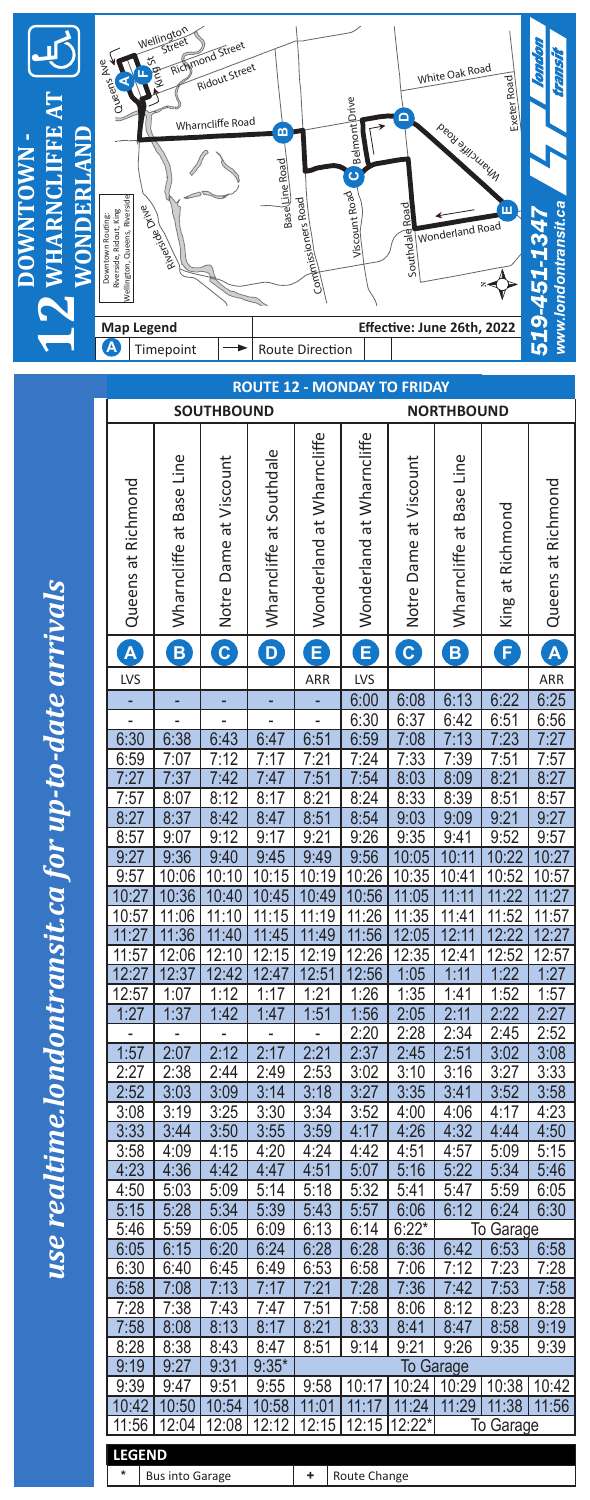# 12 DOWNTOWN - WHARNCLIFFE AT WONDERLAND

Downtown Routing: Riverside, Ridout, King, Wellington, Queens, Riverside

Map Legend

A Timepoint → Route Direction

Effective: June 26th, 2022

519-451-1347
www.londontransit.ca

london transit

*use realtime.londontransit.ca for up-to-date arrivals*

## ROUTE 12 - MONDAY TO FRIDAY

| SOUTHBOUND | | | | | NORTHBOUND | | | | |
|---|---|---|---|---|---|---|---|---|---|
| Queens at Richmond | Wharncliffe at Base Line | Notre Dame at Viscount | Wharncliffe at Southdale | Wonderland at Wharncliffe | Wonderland at Wharncliffe | Notre Dame at Viscount | Wharncliffe at Base Line | King at Richmond | Queens at Richmond |
| A | B | C | D | E | E | C | B | F | A |
| LVS | | | | ARR | LVS | | | | ARR |
| - | - | - | - | - | 6:00 | 6:08 | 6:13 | 6:22 | 6:25 |
| - | - | - | - | - | 6:30 | 6:37 | 6:42 | 6:51 | 6:56 |
| 6:30 | 6:38 | 6:43 | 6:47 | 6:51 | 6:59 | 7:08 | 7:13 | 7:23 | 7:27 |
| 6:59 | 7:07 | 7:12 | 7:17 | 7:21 | 7:24 | 7:33 | 7:39 | 7:51 | 7:57 |
| 7:27 | 7:37 | 7:42 | 7:47 | 7:51 | 7:54 | 8:03 | 8:09 | 8:21 | 8:27 |
| 7:57 | 8:07 | 8:12 | 8:17 | 8:21 | 8:24 | 8:33 | 8:39 | 8:51 | 8:57 |
| 8:27 | 8:37 | 8:42 | 8:47 | 8:51 | 8:54 | 9:03 | 9:09 | 9:21 | 9:27 |
| 8:57 | 9:07 | 9:12 | 9:17 | 9:21 | 9:26 | 9:35 | 9:41 | 9:52 | 9:57 |
| 9:27 | 9:36 | 9:40 | 9:45 | 9:49 | 9:56 | 10:05 | 10:11 | 10:22 | 10:27 |
| 9:57 | 10:06 | 10:10 | 10:15 | 10:19 | 10:26 | 10:35 | 10:41 | 10:52 | 10:57 |
| 10:27 | 10:36 | 10:40 | 10:45 | 10:49 | 10:56 | 11:05 | 11:11 | 11:22 | 11:27 |
| 10:57 | 11:06 | 11:10 | 11:15 | 11:19 | 11:26 | 11:35 | 11:41 | 11:52 | 11:57 |
| 11:27 | 11:36 | 11:40 | 11:45 | 11:49 | 11:56 | 12:05 | 12:11 | 12:22 | 12:27 |
| 11:57 | 12:06 | 12:10 | 12:15 | 12:19 | 12:26 | 12:35 | 12:41 | 12:52 | 12:57 |
| 12:27 | 12:37 | 12:42 | 12:47 | 12:51 | 12:56 | 1:05 | 1:11 | 1:22 | 1:27 |
| 12:57 | 1:07 | 1:12 | 1:17 | 1:21 | 1:26 | 1:35 | 1:41 | 1:52 | 1:57 |
| 1:27 | 1:37 | 1:42 | 1:47 | 1:51 | 1:56 | 2:05 | 2:11 | 2:22 | 2:27 |
| - | - | - | - | - | 2:20 | 2:28 | 2:34 | 2:45 | 2:52 |
| 1:57 | 2:07 | 2:12 | 2:17 | 2:21 | 2:37 | 2:45 | 2:51 | 3:02 | 3:08 |
| 2:27 | 2:38 | 2:44 | 2:49 | 2:53 | 3:02 | 3:10 | 3:16 | 3:27 | 3:33 |
| 2:52 | 3:03 | 3:09 | 3:14 | 3:18 | 3:27 | 3:35 | 3:41 | 3:52 | 3:58 |
| 3:08 | 3:19 | 3:25 | 3:30 | 3:34 | 3:52 | 4:00 | 4:06 | 4:17 | 4:23 |
| 3:33 | 3:44 | 3:50 | 3:55 | 3:59 | 4:17 | 4:26 | 4:32 | 4:44 | 4:50 |
| 3:58 | 4:09 | 4:15 | 4:20 | 4:24 | 4:42 | 4:51 | 4:57 | 5:09 | 5:15 |
| 4:23 | 4:36 | 4:42 | 4:47 | 4:51 | 5:07 | 5:16 | 5:22 | 5:34 | 5:46 |
| 4:50 | 5:03 | 5:09 | 5:14 | 5:18 | 5:32 | 5:41 | 5:47 | 5:59 | 6:05 |
| 5:15 | 5:28 | 5:34 | 5:39 | 5:43 | 5:57 | 6:06 | 6:12 | 6:24 | 6:30 |
| 5:46 | 5:59 | 6:05 | 6:09 | 6:13 | 6:14 | 6:22* | To Garage | | |
| 6:05 | 6:15 | 6:20 | 6:24 | 6:28 | 6:28 | 6:36 | 6:42 | 6:53 | 6:58 |
| 6:30 | 6:40 | 6:45 | 6:49 | 6:53 | 6:58 | 7:06 | 7:12 | 7:23 | 7:28 |
| 6:58 | 7:08 | 7:13 | 7:17 | 7:21 | 7:28 | 7:36 | 7:42 | 7:53 | 7:58 |
| 7:28 | 7:38 | 7:43 | 7:47 | 7:51 | 7:58 | 8:06 | 8:12 | 8:23 | 8:28 |
| 7:58 | 8:08 | 8:13 | 8:17 | 8:21 | 8:33 | 8:41 | 8:47 | 8:58 | 9:19 |
| 8:28 | 8:38 | 8:43 | 8:47 | 8:51 | 9:14 | 9:21 | 9:26 | 9:35 | 9:39 |
| 9:19 | 9:27 | 9:31 | 9:35* | To Garage | | | | | |
| 9:39 | 9:47 | 9:51 | 9:55 | 9:58 | 10:17 | 10:24 | 10:29 | 10:38 | 10:42 |
| 10:42 | 10:50 | 10:54 | 10:58 | 11:01 | 11:17 | 11:24 | 11:29 | 11:38 | 11:56 |
| 11:56 | 12:04 | 12:08 | 12:12 | 12:15 | 12:15 | 12:22* | To Garage | | |

**LEGEND**

\* Bus into Garage

+ Route Change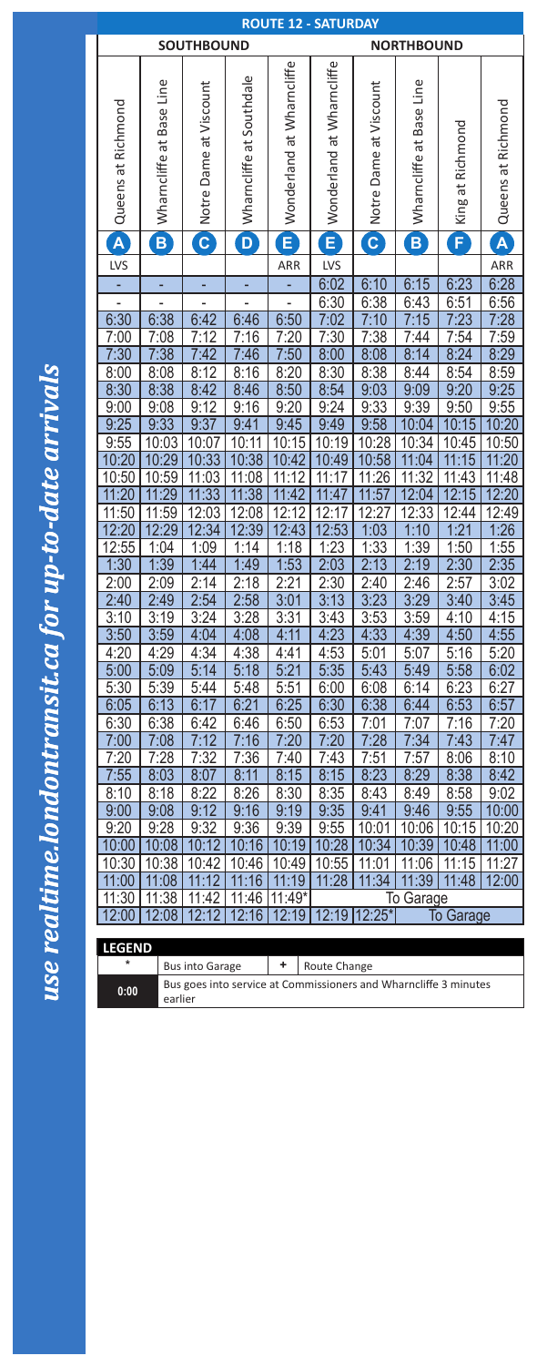# ROUTE 12 - SATURDAY

| SOUTHBOUND | | | | | NORTHBOUND | | | | |
|---|---|---|---|---|---|---|---|---|---|
| Queens at Richmond | Wharncliffe at Base Line | Notre Dame at Viscount | Wharncliffe at Southdale | Wonderland at Wharncliffe | Wonderland at Wharncliffe | Notre Dame at Viscount | Wharncliffe at Base Line | King at Richmond | Queens at Richmond |
| A | B | C | D | E | E | C | B | F | A |
| LVS | | | | ARR | LVS | | | | ARR |
| - | - | - | - | - | 6:02 | 6:10 | 6:15 | 6:23 | 6:28 |
| - | - | - | - | - | 6:30 | 6:38 | 6:43 | 6:51 | 6:56 |
| 6:30 | 6:38 | 6:42 | 6:46 | 6:50 | 7:02 | 7:10 | 7:15 | 7:23 | 7:28 |
| 7:00 | 7:08 | 7:12 | 7:16 | 7:20 | 7:30 | 7:38 | 7:44 | 7:54 | 7:59 |
| 7:30 | 7:38 | 7:42 | 7:46 | 7:50 | 8:00 | 8:08 | 8:14 | 8:24 | 8:29 |
| 8:00 | 8:08 | 8:12 | 8:16 | 8:20 | 8:30 | 8:38 | 8:44 | 8:54 | 8:59 |
| 8:30 | 8:38 | 8:42 | 8:46 | 8:50 | 8:54 | 9:03 | 9:09 | 9:20 | 9:25 |
| 9:00 | 9:08 | 9:12 | 9:16 | 9:20 | 9:24 | 9:33 | 9:39 | 9:50 | 9:55 |
| 9:25 | 9:33 | 9:37 | 9:41 | 9:45 | 9:49 | 9:58 | 10:04 | 10:15 | 10:20 |
| 9:55 | 10:03 | 10:07 | 10:11 | 10:15 | 10:19 | 10:28 | 10:34 | 10:45 | 10:50 |
| 10:20 | 10:29 | 10:33 | 10:38 | 10:42 | 10:49 | 10:58 | 11:04 | 11:15 | 11:20 |
| 10:50 | 10:59 | 11:03 | 11:08 | 11:12 | 11:17 | 11:26 | 11:32 | 11:43 | 11:48 |
| 11:20 | 11:29 | 11:33 | 11:38 | 11:42 | 11:47 | 11:57 | 12:04 | 12:15 | 12:20 |
| 11:50 | 11:59 | 12:03 | 12:08 | 12:12 | 12:17 | 12:27 | 12:33 | 12:44 | 12:49 |
| 12:20 | 12:29 | 12:34 | 12:39 | 12:43 | 12:53 | 1:03 | 1:10 | 1:21 | 1:26 |
| 12:55 | 1:04 | 1:09 | 1:14 | 1:18 | 1:23 | 1:33 | 1:39 | 1:50 | 1:55 |
| 1:30 | 1:39 | 1:44 | 1:49 | 1:53 | 2:03 | 2:13 | 2:19 | 2:30 | 2:35 |
| 2:00 | 2:09 | 2:14 | 2:18 | 2:21 | 2:30 | 2:40 | 2:46 | 2:57 | 3:02 |
| 2:40 | 2:49 | 2:54 | 2:58 | 3:01 | 3:13 | 3:23 | 3:29 | 3:40 | 3:45 |
| 3:10 | 3:19 | 3:24 | 3:28 | 3:31 | 3:43 | 3:53 | 3:59 | 4:10 | 4:15 |
| 3:50 | 3:59 | 4:04 | 4:08 | 4:11 | 4:23 | 4:33 | 4:39 | 4:50 | 4:55 |
| 4:20 | 4:29 | 4:34 | 4:38 | 4:41 | 4:53 | 5:01 | 5:07 | 5:16 | 5:20 |
| 5:00 | 5:09 | 5:14 | 5:18 | 5:21 | 5:35 | 5:43 | 5:49 | 5:58 | 6:02 |
| 5:30 | 5:39 | 5:44 | 5:48 | 5:51 | 6:00 | 6:08 | 6:14 | 6:23 | 6:27 |
| 6:05 | 6:13 | 6:17 | 6:21 | 6:25 | 6:30 | 6:38 | 6:44 | 6:53 | 6:57 |
| 6:30 | 6:38 | 6:42 | 6:46 | 6:50 | 6:53 | 7:01 | 7:07 | 7:16 | 7:20 |
| 7:00 | 7:08 | 7:12 | 7:16 | 7:20 | 7:20 | 7:28 | 7:34 | 7:43 | 7:47 |
| 7:20 | 7:28 | 7:32 | 7:36 | 7:40 | 7:43 | 7:51 | 7:57 | 8:06 | 8:10 |
| 7:55 | 8:03 | 8:07 | 8:11 | 8:15 | 8:15 | 8:23 | 8:29 | 8:38 | 8:42 |
| 8:10 | 8:18 | 8:22 | 8:26 | 8:30 | 8:35 | 8:43 | 8:49 | 8:58 | 9:02 |
| 9:00 | 9:08 | 9:12 | 9:16 | 9:19 | 9:35 | 9:41 | 9:46 | 9:55 | 10:00 |
| 9:20 | 9:28 | 9:32 | 9:36 | 9:39 | 9:55 | 10:01 | 10:06 | 10:15 | 10:20 |
| 10:00 | 10:08 | 10:12 | 10:16 | 10:19 | 10:28 | 10:34 | 10:39 | 10:48 | 11:00 |
| 10:30 | 10:38 | 10:42 | 10:46 | 10:49 | 10:55 | 11:01 | 11:06 | 11:15 | 11:27 |
| 11:00 | 11:08 | 11:12 | 11:16 | 11:19 | 11:28 | 11:34 | 11:39 | 11:48 | 12:00 |
| 11:30 | 11:38 | 11:42 | 11:46 | 11:49* | To Garage | | | | |
| 12:00 | 12:08 | 12:12 | 12:16 | 12:19 | 12:19 | 12:25* | To Garage | | |

## LEGEND

| Symbol | Meaning |
|---|---|
| * | Bus into Garage |
| + | Route Change |
| 0:00 | Bus goes into service at Commissioners and Wharncliffe 3 minutes earlier |

*use realtime.londontransit.ca for up-to-date arrivals*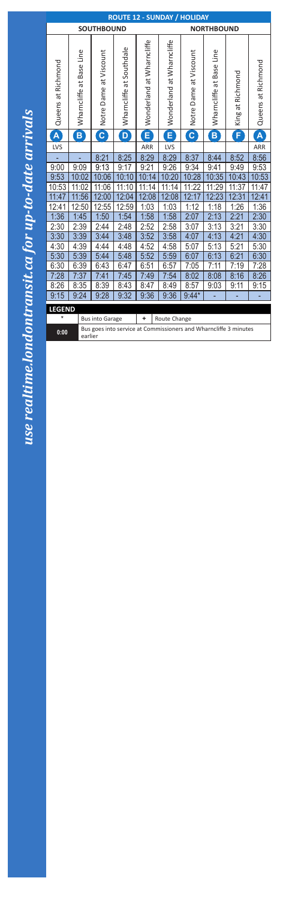*use realtime.londontransit.ca for up-to-date arrivals*

# ROUTE 12 - SUNDAY / HOLIDAY

| SOUTHBOUND | | | | | NORTHBOUND | | | | |
|---|---|---|---|---|---|---|---|---|---|
| Queens at Richmond | Wharncliffe at Base Line | Notre Dame at Viscount | Wharncliffe at Southdale | Wonderland at Wharncliffe | Wonderland at Wharncliffe | Notre Dame at Viscount | Wharncliffe at Base Line | King at Richmond | Queens at Richmond |
| A | B | C | D | E | E | C | B | F | A |
| LVS | | | | ARR | LVS | | | | ARR |
| - | - | 8:21 | 8:25 | 8:29 | 8:29 | 8:37 | 8:44 | 8:52 | 8:56 |
| 9:00 | 9:09 | 9:13 | 9:17 | 9:21 | 9:26 | 9:34 | 9:41 | 9:49 | 9:53 |
| 9:53 | 10:02 | 10:06 | 10:10 | 10:14 | 10:20 | 10:28 | 10:35 | 10:43 | 10:53 |
| 10:53 | 11:02 | 11:06 | 11:10 | 11:14 | 11:14 | 11:22 | 11:29 | 11:37 | 11:47 |
| 11:47 | 11:56 | 12:00 | 12:04 | 12:08 | 12:08 | 12:17 | 12:23 | 12:31 | 12:41 |
| 12:41 | 12:50 | 12:55 | 12:59 | 1:03 | 1:03 | 1:12 | 1:18 | 1:26 | 1:36 |
| 1:36 | 1:45 | 1:50 | 1:54 | 1:58 | 1:58 | 2:07 | 2:13 | 2:21 | 2:30 |
| 2:30 | 2:39 | 2:44 | 2:48 | 2:52 | 2:58 | 3:07 | 3:13 | 3:21 | 3:30 |
| 3:30 | 3:39 | 3:44 | 3:48 | 3:52 | 3:58 | 4:07 | 4:13 | 4:21 | 4:30 |
| 4:30 | 4:39 | 4:44 | 4:48 | 4:52 | 4:58 | 5:07 | 5:13 | 5:21 | 5:30 |
| 5:30 | 5:39 | 5:44 | 5:48 | 5:52 | 5:59 | 6:07 | 6:13 | 6:21 | 6:30 |
| 6:30 | 6:39 | 6:43 | 6:47 | 6:51 | 6:57 | 7:05 | 7:11 | 7:19 | 7:28 |
| 7:28 | 7:37 | 7:41 | 7:45 | 7:49 | 7:54 | 8:02 | 8:08 | 8:16 | 8:26 |
| 8:26 | 8:35 | 8:39 | 8:43 | 8:47 | 8:49 | 8:57 | 9:03 | 9:11 | 9:15 |
| 9:15 | 9:24 | 9:28 | 9:32 | 9:36 | 9:36 | 9:44* | - | - | - |

**LEGEND**

| | | | |
|---|---|---|---|
| * | Bus into Garage | + | Route Change |
| 0:00 | Bus goes into service at Commissioners and Wharncliffe 3 minutes earlier | | |